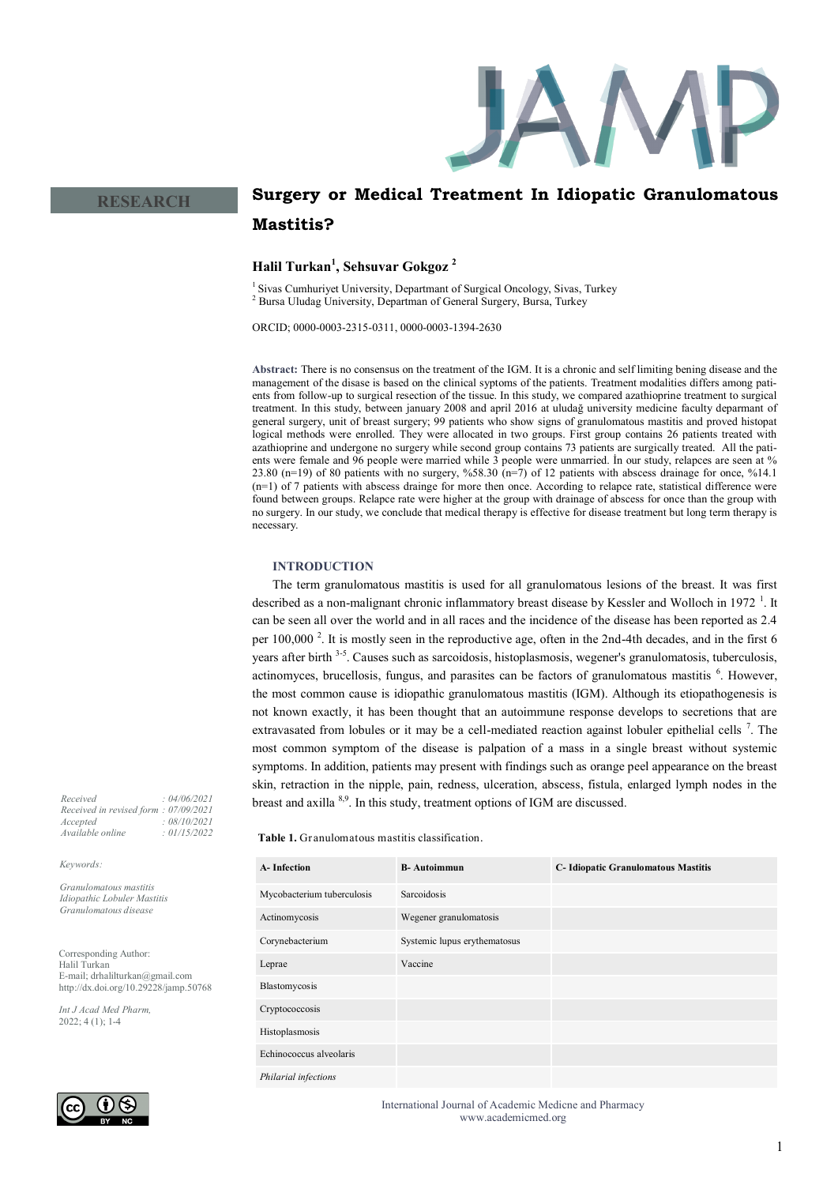RESEARCH

# Surgery or Medical Treatment In Idiopatic Granulomatous Mastitis?

**Halil Turkan[1], Sehsuvar Gokgoz [2]**

[1] Sivas Cumhuriyet University, Departmant of Surgical Oncology, Sivas, Turkey
[2] Bursa Uludag University, Departman of General Surgery, Bursa, Turkey

ORCID; 0000-0003-2315-0311, 0000-0003-1394-2630

**Abstract:** There is no consensus on the treatment of the IGM. It is a chronic and self limiting bening disease and the management of the disease is based on the clinical syptoms of the patients. Treatment modalities differs among patients from follow-up to surgical resection of the tissue. In this study, we compared azathioprine treatment to surgical treatment. In this study, between january 2008 and april 2016 at uludağ university medicine faculty deparmant of general surgery, unit of breast surgery; 99 patients who show signs of granulomatous mastitis and proved histopat logical methods were enrolled. They were allocated in two groups. First group contains 26 patients treated with azathioprine and undergone no surgery while second group contains 73 patients are surgically treated. All the patients were female and 96 people were married while 3 people were unmarried. İn our study, relapces are seen at % 23.80 (n=19) of 80 patients with no surgery, %58.30 (n=7) of 12 patients with abscess drainage for once, %14.1 (n=1) of 7 patients with abscess drainge for more then once. According to relapce rate, statistical difference were found between groups. Relapce rate were higher at the group with drainage of abscess for once than the group with no surgery. In our study, we conclude that medical therapy is effective for disease treatment but long term therapy is necessary.

*Received : 04/06/2021*
*Received in revised form : 07/09/2021*
*Accepted : 08/10/2021*
*Available online : 01/15/2022*

*Keywords:*

*Granulomatous mastitis*
*Idiopatic Lobuler Mastitis*
*Granulomatous disease*

Corresponding Author:
Halil Turkan
E-mail; drhalilturkan@gmail.com
http://dx.doi.org/10.29228/jamp.50768

## INTRODUCTION

The term granulomatous mastitis is used for all granulomatous lesions of the breast. It was first described as a non-malignant chronic inflammatory breast disease by Kessler and Wolloch in 1972 [1]. It can be seen all over the world and in all races and the incidence of the disease has been reported as 2.4 per 100,000 [2]. It is mostly seen in the reproductive age, often in the 2nd-4th decades, and in the first 6 years after birth [3-5]. Causes such as sarcoidosis, histoplasmosis, wegener's granulomatosis, tuberculosis, actinomyces, brucellosis, fungus, and parasites can be factors of granulomatous mastitis [6]. However, the most common cause is idiopathic granulomatous mastitis (IGM). Although its etiopathogenesis is not known exactly, it has been thought that an autoimmune response develops to secretions that are extravasated from lobules or it may be a cell-mediated reaction against lobuler epithelial cells [7]. The most common symptom of the disease is palpation of a mass in a single breast without systemic symptoms. In addition, patients may present with findings such as orange peel appearance on the breast skin, retraction in the nipple, pain, redness, ulceration, abscess, fistula, enlarged lymph nodes in the breast and axilla [8,9]. In this study, treatment options of IGM are discussed.

**Table 1.** Granulomatous mastitis classification.

| A- Infection | B- Autoimmun | C- Idiopatic Granulomatous Mastitis |
|---|---|---|
| Mycobacterium tuberculosis | Sarcoidosis | |
| Actinomycosis | Wegener granulomatosis | |
| Corynebacterium | Systemic lupus erythematosus | |
| Leprae | Vaccine | |
| Blastomycosis | | |
| Cryptococcosis | | |
| Histoplasmosis | | |
| Echinococcus alveolaris | | |
| *Philarial infections* | | |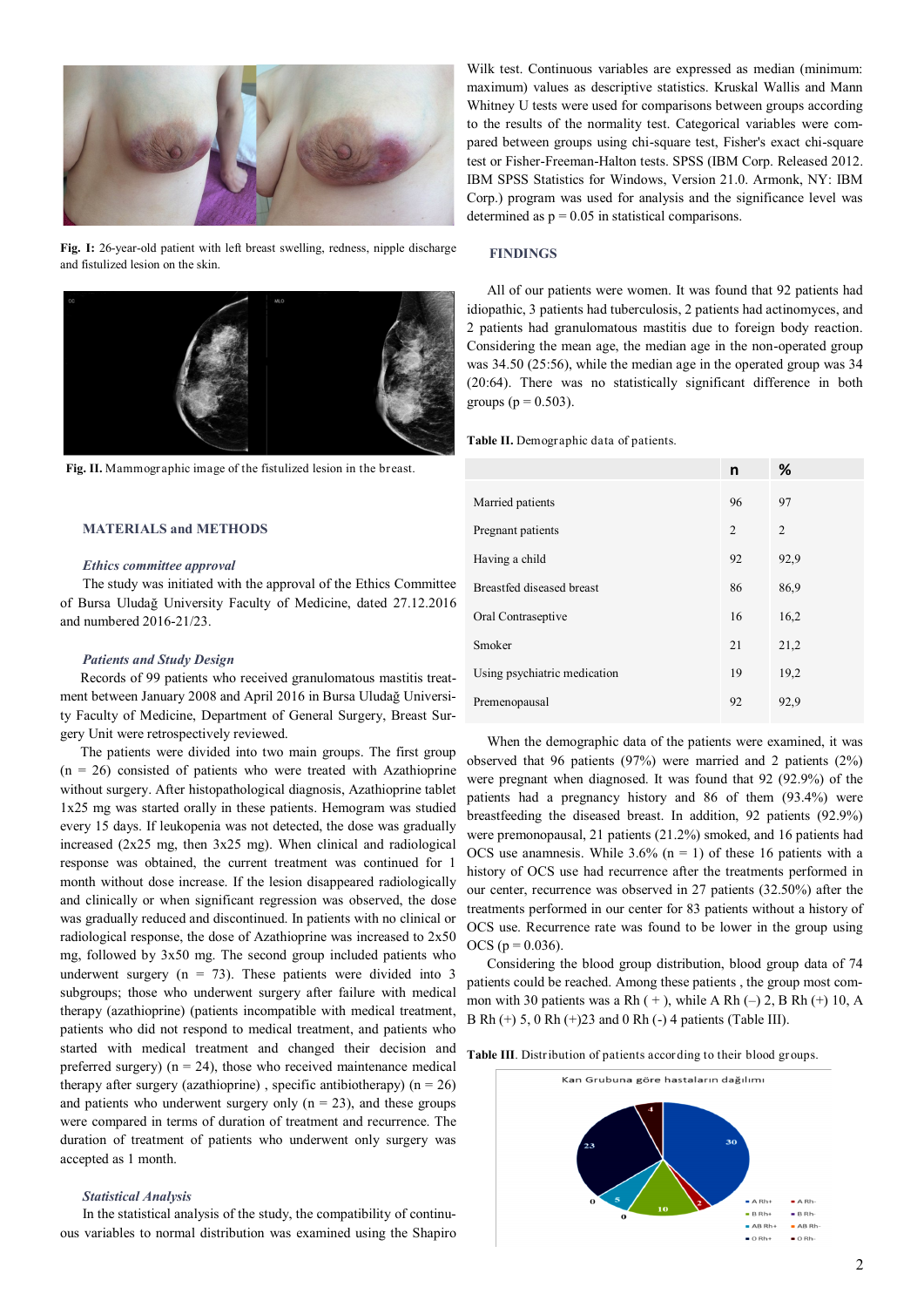Fig. I: 26-year-old patient with left breast swelling, redness, nipple discharge and fistulized lesion on the skin.

Fig. II. Mammographic image of the fistulized lesion in the breast.

## MATERIALS and METHODS

### *Ethics committee approval*

The study was initiated with the approval of the Ethics Committee of Bursa Uludağ University Faculty of Medicine, dated 27.12.2016 and numbered 2016-21/23.

### *Patients and Study Design*

Records of 99 patients who received granulomatous mastitis treatment between January 2008 and April 2016 in Bursa Uludağ University Faculty of Medicine, Department of General Surgery, Breast Surgery Unit were retrospectively reviewed.

The patients were divided into two main groups. The first group (n = 26) consisted of patients who were treated with Azathioprine without surgery. After histopathological diagnosis, Azathioprine tablet 1x25 mg was started orally in these patients. Hemogram was studied every 15 days. If leukopenia was not detected, the dose was gradually increased (2x25 mg, then 3x25 mg). When clinical and radiological response was obtained, the current treatment was continued for 1 month without dose increase. If the lesion disappeared radiologically and clinically or when significant regression was observed, the dose was gradually reduced and discontinued. In patients with no clinical or radiological response, the dose of Azathioprine was increased to 2x50 mg, followed by 3x50 mg. The second group included patients who underwent surgery (n = 73). These patients were divided into 3 subgroups; those who underwent surgery after failure with medical therapy (azathioprine) (patients incompatible with medical treatment, patients who did not respond to medical treatment, and patients who started with medical treatment and changed their decision and preferred surgery) (n = 24), those who received maintenance medical therapy after surgery (azathioprine) , specific antibiotherapy) (n = 26) and patients who underwent surgery only (n = 23), and these groups were compared in terms of duration of treatment and recurrence. The duration of treatment of patients who underwent only surgery was accepted as 1 month.

### *Statistical Analysis*

In the statistical analysis of the study, the compatibility of continuous variables to normal distribution was examined using the Shapiro Wilk test. Continuous variables are expressed as median (minimum: maximum) values as descriptive statistics. Kruskal Wallis and Mann Whitney U tests were used for comparisons between groups according to the results of the normality test. Categorical variables were compared between groups using chi-square test, Fisher's exact chi-square test or Fisher-Freeman-Halton tests. SPSS (IBM Corp. Released 2012. IBM SPSS Statistics for Windows, Version 21.0. Armonk, NY: IBM Corp.) program was used for analysis and the significance level was determined as p = 0.05 in statistical comparisons.

## FINDINGS

All of our patients were women. It was found that 92 patients had idiopathic, 3 patients had tuberculosis, 2 patients had actinomyces, and 2 patients had granulomatous mastitis due to foreign body reaction. Considering the mean age, the median age in the non-operated group was 34.50 (25:56), while the median age in the operated group was 34 (20:64). There was no statistically significant difference in both groups (p = 0.503).

Table II. Demographic data of patients.

| | n | % |
|---|---|---|
| Married patients | 96 | 97 |
| Pregnant patients | 2 | 2 |
| Having a child | 92 | 92,9 |
| Breastfed diseased breast | 86 | 86,9 |
| Oral Contraseptive | 16 | 16,2 |
| Smoker | 21 | 21,2 |
| Using psychiatric medication | 19 | 19,2 |
| Premenopausal | 92 | 92,9 |

When the demographic data of the patients were examined, it was observed that 96 patients (97%) were married and 2 patients (2%) were pregnant when diagnosed. It was found that 92 (92.9%) of the patients had a pregnancy history and 86 of them (93.4%) were breastfeeding the diseased breast. In addition, 92 patients (92.9%) were premenopausal, 21 patients (21.2%) smoked, and 16 patients had OCS use anamnesis. While 3.6% (n = 1) of these 16 patients with a history of OCS use had recurrence after the treatments performed in our center, recurrence was observed in 27 patients (32.50%) after the treatments performed in our center for 83 patients without a history of OCS use. Recurrence rate was found to be lower in the group using OCS (p = 0.036).

Considering the blood group distribution, blood group data of 74 patients could be reached. Among these patients , the group most common with 30 patients was a Rh ( + ), while A Rh (–) 2, B Rh (+) 10, A B Rh (+) 5, 0 Rh (+)23 and 0 Rh (-) 4 patients (Table III).

Table III. Distribution of patients according to their blood groups.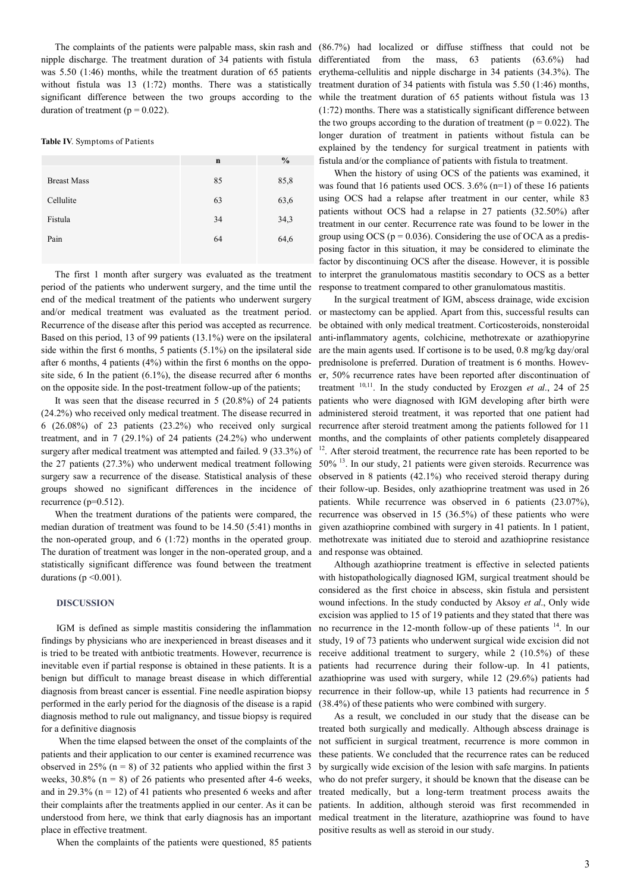The complaints of the patients were palpable mass, skin rash and nipple discharge. The treatment duration of 34 patients with fistula was 5.50 (1:46) months, while the treatment duration of 65 patients without fistula was 13 (1:72) months. There was a statistically significant difference between the two groups according to the duration of treatment (p = 0.022).

**Table IV**. Symptoms of Patients

| | n | % |
|---|---|---|
| Breast Mass | 85 | 85,8 |
| Cellulite | 63 | 63,6 |
| Fistula | 34 | 34,3 |
| Pain | 64 | 64,6 |

The first 1 month after surgery was evaluated as the treatment period of the patients who underwent surgery, and the time until the end of the medical treatment of the patients who underwent surgery and/or medical treatment was evaluated as the treatment period. Recurrence of the disease after this period was accepted as recurrence. Based on this period, 13 of 99 patients (13.1%) were on the ipsilateral side within the first 6 months, 5 patients (5.1%) on the ipsilateral side after 6 months, 4 patients (4%) within the first 6 months on the opposite side, 6 In the patient (6.1%), the disease recurred after 6 months on the opposite side. In the post-treatment follow-up of the patients;

It was seen that the disease recurred in 5 (20.8%) of 24 patients (24.2%) who received only medical treatment. The disease recurred in 6 (26.08%) of 23 patients (23.2%) who received only surgical treatment, and in 7 (29.1%) of 24 patients (24.2%) who underwent surgery after medical treatment was attempted and failed. 9 (33.3%) of the 27 patients (27.3%) who underwent medical treatment following surgery saw a recurrence of the disease. Statistical analysis of these groups showed no significant differences in the incidence of recurrence (p=0.512).

When the treatment durations of the patients were compared, the median duration of treatment was found to be 14.50 (5:41) months in the non-operated group, and 6 (1:72) months in the operated group. The duration of treatment was longer in the non-operated group, and a statistically significant difference was found between the treatment durations (p <0.001).

## DISCUSSION

IGM is defined as simple mastitis considering the inflammation findings by physicians who are inexperienced in breast diseases and it is tried to be treated with antibiotic treatments. However, recurrence is inevitable even if partial response is obtained in these patients. It is a benign but difficult to manage breast disease in which differential diagnosis from breast cancer is essential. Fine needle aspiration biopsy performed in the early period for the diagnosis of the disease is a rapid diagnosis method to rule out malignancy, and tissue biopsy is required for a definitive diagnosis

When the time elapsed between the onset of the complaints of the patients and their application to our center is examined recurrence was observed in 25% (n = 8) of 32 patients who applied within the first 3 weeks, 30.8% (n = 8) of 26 patients who presented after 4-6 weeks, and in 29.3% (n = 12) of 41 patients who presented 6 weeks and after their complaints after the treatments applied in our center. As it can be understood from here, we think that early diagnosis has an important place in effective treatment.

When the complaints of the patients were questioned, 85 patients (86.7%) had localized or diffuse stiffness that could not be differentiated from the mass, 63 patients (63.6%) had erythema-cellulitis and nipple discharge in 34 patients (34.3%). The treatment duration of 34 patients with fistula was 5.50 (1:46) months, while the treatment duration of 65 patients without fistula was 13 (1:72) months. There was a statistically significant difference between the two groups according to the duration of treatment (p = 0.022). The longer duration of treatment in patients without fistula can be explained by the tendency for surgical treatment in patients with fistula and/or the compliance of patients with fistula to treatment.

When the history of using OCS of the patients was examined, it was found that 16 patients used OCS. 3.6% (n=1) of these 16 patients using OCS had a relapse after treatment in our center, while 83 patients without OCS had a relapse in 27 patients (32.50%) after treatment in our center. Recurrence rate was found to be lower in the group using OCS (p = 0.036). Considering the use of OCA as a predisposing factor in this situation, it may be considered to eliminate the factor by discontinuing OCS after the disease. However, it is possible to interpret the granulomatous mastitis secondary to OCS as a better response to treatment compared to other granulomatous mastitis.

In the surgical treatment of IGM, abscess drainage, wide excision or mastectomy can be applied. Apart from this, successful results can be obtained with only medical treatment. Corticosteroids, nonsteroidal anti-inflammatory agents, colchicine, methotrexate or azathiopyrine are the main agents used. If cortisone is to be used, 0.8 mg/kg day/oral prednisolone is preferred. Duration of treatment is 6 months. However, 50% recurrence rates have been reported after discontinuation of treatment [10,11]. In the study conducted by Erozgen *et al*., 24 of 25 patients who were diagnosed with IGM developing after birth were administered steroid treatment, it was reported that one patient had recurrence after steroid treatment among the patients followed for 11 months, and the complaints of other patients completely disappeared [12]. After steroid treatment, the recurrence rate has been reported to be 50% [13]. In our study, 21 patients were given steroids. Recurrence was observed in 8 patients (42.1%) who received steroid therapy during their follow-up. Besides, only azathioprine treatment was used in 26 patients. While recurrence was observed in 6 patients (23.07%), recurrence was observed in 15 (36.5%) of these patients who were given azathioprine combined with surgery in 41 patients. In 1 patient, methotrexate was initiated due to steroid and azathioprine resistance and response was obtained.

Although azathioprine treatment is effective in selected patients with histopathologically diagnosed IGM, surgical treatment should be considered as the first choice in abscess, skin fistula and persistent wound infections. In the study conducted by Aksoy *et al*., Only wide excision was applied to 15 of 19 patients and they stated that there was no recurrence in the 12-month follow-up of these patients [14]. In our study, 19 of 73 patients who underwent surgical wide excision did not receive additional treatment to surgery, while 2 (10.5%) of these patients had recurrence during their follow-up. In 41 patients, azathioprine was used with surgery, while 12 (29.6%) patients had recurrence in their follow-up, while 13 patients had recurrence in 5 (38.4%) of these patients who were combined with surgery.

As a result, we concluded in our study that the disease can be treated both surgically and medically. Although abscess drainage is not sufficient in surgical treatment, recurrence is more common in these patients. We concluded that the recurrence rates can be reduced by surgically wide excision of the lesion with safe margins. In patients who do not prefer surgery, it should be known that the disease can be treated medically, but a long-term treatment process awaits the patients. In addition, although steroid was first recommended in medical treatment in the literature, azathioprine was found to have positive results as well as steroid in our study.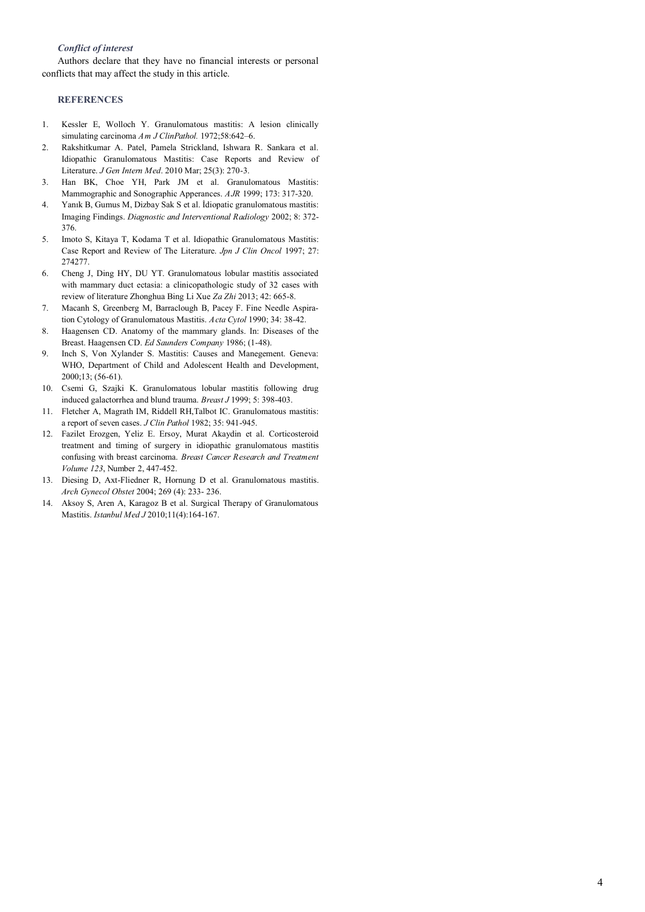### *Conflict of interest*

Authors declare that they have no financial interests or personal conflicts that may affect the study in this article.

### REFERENCES

1. Kessler E, Wolloch Y. Granulomatous mastitis: A lesion clinically simulating carcinoma *Am J ClinPathol.* 1972;58:642–6.
2. Rakshitkumar A. Patel, Pamela Strickland, Ishwara R. Sankara et al. Idiopathic Granulomatous Mastitis: Case Reports and Review of Literature. *J Gen Intern Med*. 2010 Mar; 25(3): 270-3.
3. Han BK, Choe YH, Park JM et al. Granulomatous Mastitis: Mammographic and Sonographic Apperances. *AJR* 1999; 173: 317-320.
4. Yanık B, Gumus M, Dizbay Sak S et al. İdiopatic granulomatous mastitis: Imaging Findings. *Diagnostic and Interventional Radiology* 2002; 8: 372-376.
5. Imoto S, Kitaya T, Kodama T et al. Idiopathic Granulomatous Mastitis: Case Report and Review of The Literature. *Jpn J Clin Oncol* 1997; 27: 274277.
6. Cheng J, Ding HY, DU YT. Granulomatous lobular mastitis associated with mammary duct ectasia: a clinicopathologic study of 32 cases with review of literature Zhonghua Bing Li Xue *Za Zhi* 2013; 42: 665-8.
7. Macanh S, Greenberg M, Barraclough B, Pacey F. Fine Needle Aspiration Cytology of Granulomatous Mastitis. *Acta Cytol* 1990; 34: 38-42.
8. Haagensen CD. Anatomy of the mammary glands. In: Diseases of the Breast. Haagensen CD. *Ed Saunders Company* 1986; (1-48).
9. Inch S, Von Xylander S. Mastitis: Causes and Manegement. Geneva: WHO, Department of Child and Adolescent Health and Development, 2000;13; (56-61).
10. Csemi G, Szajki K. Granulomatous lobular mastitis following drug induced galactorrhea and blund trauma. *Breast J* 1999; 5: 398-403.
11. Fletcher A, Magrath IM, Riddell RH,Talbot IC. Granulomatous mastitis: a report of seven cases. *J Clin Pathol* 1982; 35: 941-945.
12. Fazilet Erozgen, Yeliz E. Ersoy, Murat Akaydin et al. Corticosteroid treatment and timing of surgery in idiopathic granulomatous mastitis confusing with breast carcinoma. *Breast Cancer Research and Treatment Volume 123*, Number 2, 447-452.
13. Diesing D, Axt-Fliedner R, Hornung D et al. Granulomatous mastitis. *Arch Gynecol Obstet* 2004; 269 (4): 233- 236.
14. Aksoy S, Aren A, Karagoz B et al. Surgical Therapy of Granulomatous Mastitis. *Istanbul Med J* 2010;11(4):164-167.